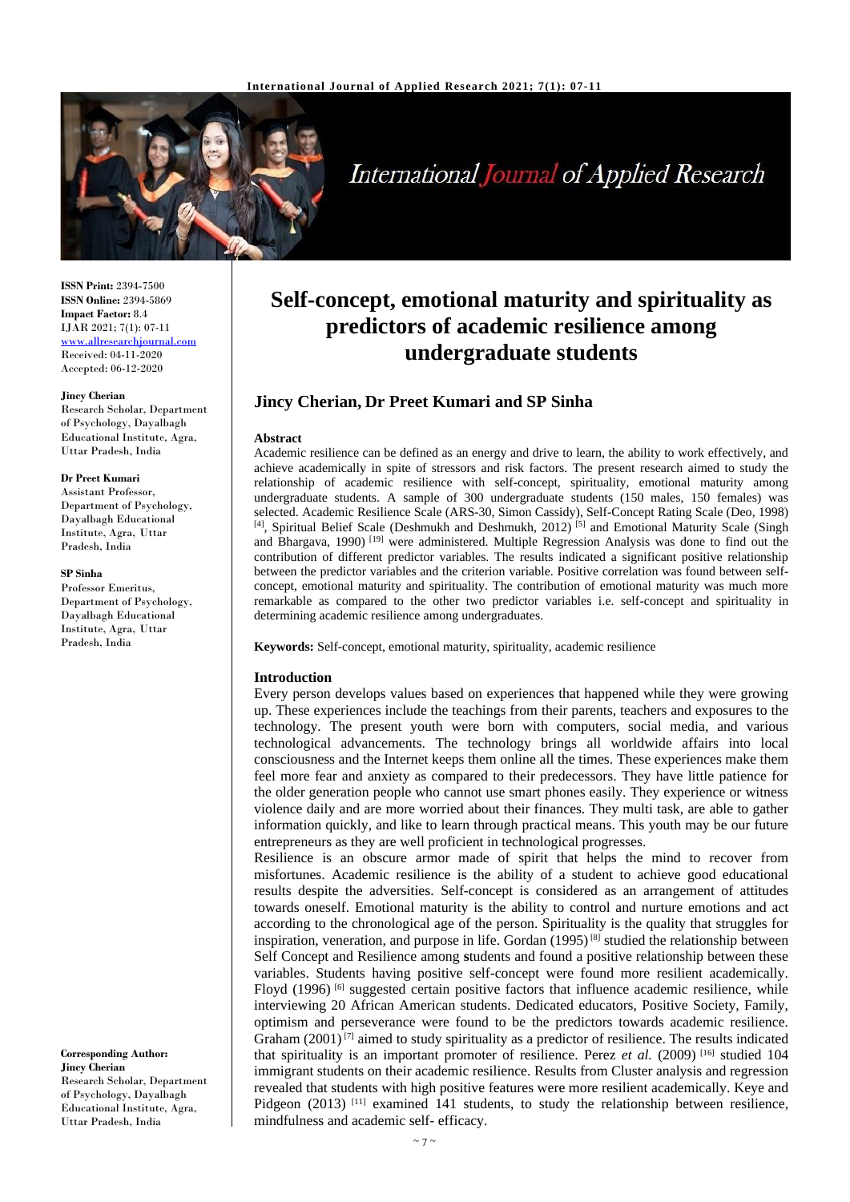**ISSN Print:** 2394-7500
**ISSN Online:** 2394-5869
**Impact Factor:** 8.4
IJAR 2021; 7(1): 07-11
www.allresearchjournal.com
Received: 04-11-2020
Accepted: 06-12-2020

**Jincy Cherian**
Research Scholar, Department of Psychology, Dayalbagh Educational Institute, Agra, Uttar Pradesh, India

**Dr Preet Kumari**
Assistant Professor, Department of Psychology, Dayalbagh Educational Institute, Agra, Uttar Pradesh, India

**SP Sinha**
Professor Emeritus, Department of Psychology, Dayalbagh Educational Institute, Agra, Uttar Pradesh, India

**Corresponding Author:**
**Jincy Cherian**
Research Scholar, Department of Psychology, Dayalbagh Educational Institute, Agra, Uttar Pradesh, India

# Self-concept, emotional maturity and spirituality as predictors of academic resilience among undergraduate students

## Jincy Cherian, Dr Preet Kumari and SP Sinha

### Abstract

Academic resilience can be defined as an energy and drive to learn, the ability to work effectively, and achieve academically in spite of stressors and risk factors. The present research aimed to study the relationship of academic resilience with self-concept, spirituality, emotional maturity among undergraduate students. A sample of 300 undergraduate students (150 males, 150 females) was selected. Academic Resilience Scale (ARS-30, Simon Cassidy), Self-Concept Rating Scale (Deo, 1998) [4], Spiritual Belief Scale (Deshmukh and Deshmukh, 2012) [5] and Emotional Maturity Scale (Singh and Bhargava, 1990) [19] were administered. Multiple Regression Analysis was done to find out the contribution of different predictor variables. The results indicated a significant positive relationship between the predictor variables and the criterion variable. Positive correlation was found between self-concept, emotional maturity and spirituality. The contribution of emotional maturity was much more remarkable as compared to the other two predictor variables i.e. self-concept and spirituality in determining academic resilience among undergraduates.

**Keywords:** Self-concept, emotional maturity, spirituality, academic resilience

### Introduction

Every person develops values based on experiences that happened while they were growing up. These experiences include the teachings from their parents, teachers and exposures to the technology. The present youth were born with computers, social media, and various technological advancements. The technology brings all worldwide affairs into local consciousness and the Internet keeps them online all the times. These experiences make them feel more fear and anxiety as compared to their predecessors. They have little patience for the older generation people who cannot use smart phones easily. They experience or witness violence daily and are more worried about their finances. They multi task, are able to gather information quickly, and like to learn through practical means. This youth may be our future entrepreneurs as they are well proficient in technological progresses.

Resilience is an obscure armor made of spirit that helps the mind to recover from misfortunes. Academic resilience is the ability of a student to achieve good educational results despite the adversities. Self-concept is considered as an arrangement of attitudes towards oneself. Emotional maturity is the ability to control and nurture emotions and act according to the chronological age of the person. Spirituality is the quality that struggles for inspiration, veneration, and purpose in life. Gordan (1995) [8] studied the relationship between Self Concept and Resilience among students and found a positive relationship between these variables. Students having positive self-concept were found more resilient academically. Floyd (1996) [6] suggested certain positive factors that influence academic resilience, while interviewing 20 African American students. Dedicated educators, Positive Society, Family, optimism and perseverance were found to be the predictors towards academic resilience. Graham (2001) [7] aimed to study spirituality as a predictor of resilience. The results indicated that spirituality is an important promoter of resilience. Perez *et al.* (2009) [16] studied 104 immigrant students on their academic resilience. Results from Cluster analysis and regression revealed that students with high positive features were more resilient academically. Keye and Pidgeon (2013) [11] examined 141 students, to study the relationship between resilience, mindfulness and academic self- efficacy.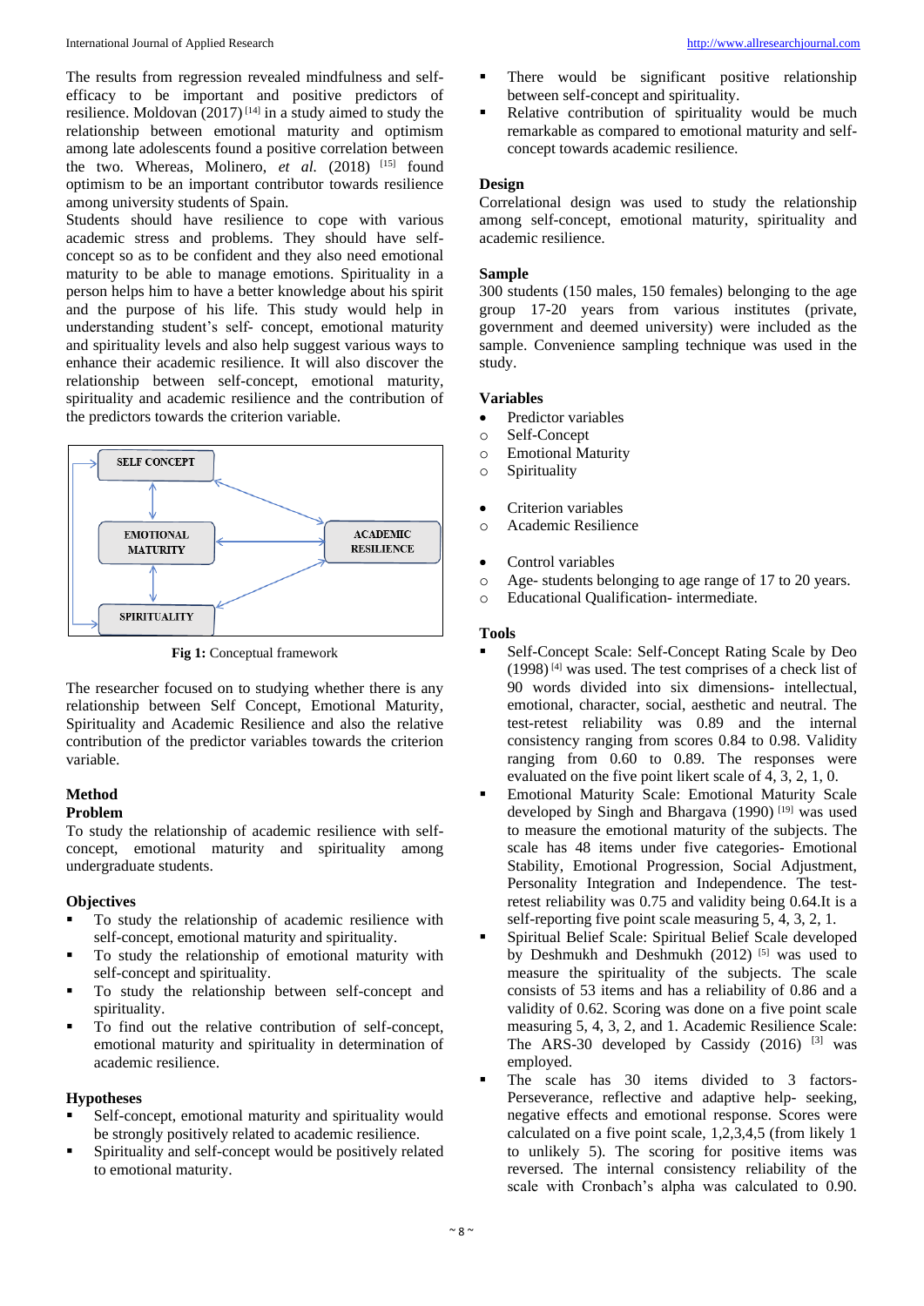The results from regression revealed mindfulness and self-efficacy to be important and positive predictors of resilience. Moldovan (2017) [14] in a study aimed to study the relationship between emotional maturity and optimism among late adolescents found a positive correlation between the two. Whereas, Molinero, *et al.* (2018) [15] found optimism to be an important contributor towards resilience among university students of Spain.

Students should have resilience to cope with various academic stress and problems. They should have self-concept so as to be confident and they also need emotional maturity to be able to manage emotions. Spirituality in a person helps him to have a better knowledge about his spirit and the purpose of his life. This study would help in understanding student's self- concept, emotional maturity and spirituality levels and also help suggest various ways to enhance their academic resilience. It will also discover the relationship between self-concept, emotional maturity, spirituality and academic resilience and the contribution of the predictors towards the criterion variable.

**Fig 1:** Conceptual framework

The researcher focused on to studying whether there is any relationship between Self Concept, Emotional Maturity, Spirituality and Academic Resilience and also the relative contribution of the predictor variables towards the criterion variable.

## Method

### Problem

To study the relationship of academic resilience with self-concept, emotional maturity and spirituality among undergraduate students.

### Objectives

- To study the relationship of academic resilience with self-concept, emotional maturity and spirituality.
- To study the relationship of emotional maturity with self-concept and spirituality.
- To study the relationship between self-concept and spirituality.
- To find out the relative contribution of self-concept, emotional maturity and spirituality in determination of academic resilience.

### Hypotheses

- Self-concept, emotional maturity and spirituality would be strongly positively related to academic resilience.
- Spirituality and self-concept would be positively related to emotional maturity.
- There would be significant positive relationship between self-concept and spirituality.
- Relative contribution of spirituality would be much remarkable as compared to emotional maturity and self-concept towards academic resilience.

### Design

Correlational design was used to study the relationship among self-concept, emotional maturity, spirituality and academic resilience.

### Sample

300 students (150 males, 150 females) belonging to the age group 17-20 years from various institutes (private, government and deemed university) were included as the sample. Convenience sampling technique was used in the study.

### Variables

- Predictor variables
  - Self-Concept
  - Emotional Maturity
  - Spirituality
- Criterion variables
  - Academic Resilience
- Control variables
  - Age- students belonging to age range of 17 to 20 years.
  - Educational Qualification- intermediate.

### Tools

- Self-Concept Scale: Self-Concept Rating Scale by Deo (1998) [4] was used. The test comprises of a check list of 90 words divided into six dimensions- intellectual, emotional, character, social, aesthetic and neutral. The test-retest reliability was 0.89 and the internal consistency ranging from scores 0.84 to 0.98. Validity ranging from 0.60 to 0.89. The responses were evaluated on the five point likert scale of 4, 3, 2, 1, 0.
- Emotional Maturity Scale: Emotional Maturity Scale developed by Singh and Bhargava (1990) [19] was used to measure the emotional maturity of the subjects. The scale has 48 items under five categories- Emotional Stability, Emotional Progression, Social Adjustment, Personality Integration and Independence. The test-retest reliability was 0.75 and validity being 0.64.It is a self-reporting five point scale measuring 5, 4, 3, 2, 1.
- Spiritual Belief Scale: Spiritual Belief Scale developed by Deshmukh and Deshmukh (2012) [5] was used to measure the spirituality of the subjects. The scale consists of 53 items and has a reliability of 0.86 and a validity of 0.62. Scoring was done on a five point scale measuring 5, 4, 3, 2, and 1. Academic Resilience Scale: The ARS-30 developed by Cassidy (2016) [3] was employed.
- The scale has 30 items divided to 3 factors- Perseverance, reflective and adaptive help- seeking, negative effects and emotional response. Scores were calculated on a five point scale, 1,2,3,4,5 (from likely 1 to unlikely 5). The scoring for positive items was reversed. The internal consistency reliability of the scale with Cronbach's alpha was calculated to 0.90.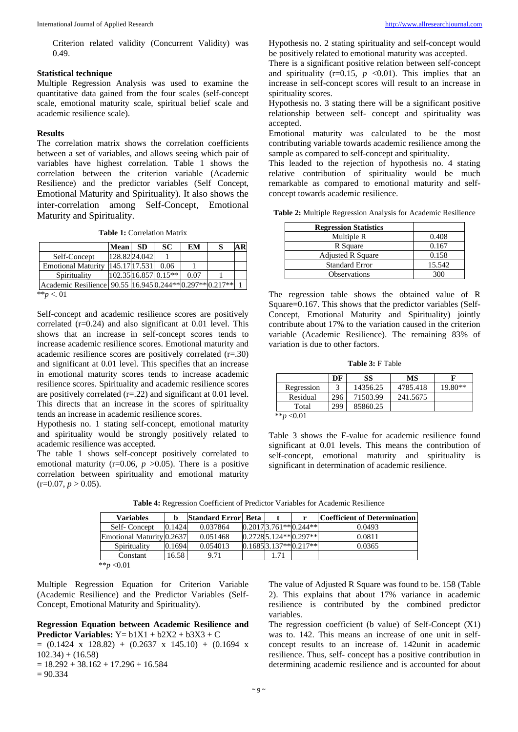Criterion related validity (Concurrent Validity) was 0.49.

### Statistical technique

Multiple Regression Analysis was used to examine the quantitative data gained from the four scales (self-concept scale, emotional maturity scale, spiritual belief scale and academic resilience scale).

### Results

The correlation matrix shows the correlation coefficients between a set of variables, and allows seeing which pair of variables have highest correlation. Table 1 shows the correlation between the criterion variable (Academic Resilience) and the predictor variables (Self Concept, Emotional Maturity and Spirituality). It also shows the inter-correlation among Self-Concept, Emotional Maturity and Spirituality.

**Table 1:** Correlation Matrix

| | Mean | SD | SC | EM | S | AR |
|---|---|---|---|---|---|---|
| Self-Concept | 128.82 | 24.042 | 1 | | | |
| Emotional Maturity | 145.17 | 17.531 | 0.06 | 1 | | |
| Spirituality | 102.35 | 16.857 | 0.15** | 0.07 | 1 | |
| Academic Resilience | 90.55 | 16.945 | 0.244** | 0.297** | 0.217** | 1 |

$^{**}p < .01$

Self-concept and academic resilience scores are positively correlated (r=0.24) and also significant at 0.01 level. This shows that an increase in self-concept scores tends to increase academic resilience scores. Emotional maturity and academic resilience scores are positively correlated (r=.30) and significant at 0.01 level. This specifies that an increase in emotional maturity scores tends to increase academic resilience scores. Spirituality and academic resilience scores are positively correlated (r=.22) and significant at 0.01 level. This directs that an increase in the scores of spirituality tends an increase in academic resilience scores.

Hypothesis no. 1 stating self-concept, emotional maturity and spirituality would be strongly positively related to academic resilience was accepted.

The table 1 shows self-concept positively correlated to emotional maturity (r=0.06, $p$ >0.05). There is a positive correlation between spirituality and emotional maturity (r=0.07, $p$ > 0.05).

Hypothesis no. 2 stating spirituality and self-concept would be positively related to emotional maturity was accepted.

There is a significant positive relation between self-concept and spirituality (r=0.15, $p$ <0.01). This implies that an increase in self-concept scores will result to an increase in spirituality scores.

Hypothesis no. 3 stating there will be a significant positive relationship between self- concept and spirituality was accepted.

Emotional maturity was calculated to be the most contributing variable towards academic resilience among the sample as compared to self-concept and spirituality.

This leaded to the rejection of hypothesis no. 4 stating relative contribution of spirituality would be much remarkable as compared to emotional maturity and self-concept towards academic resilience.

**Table 2:** Multiple Regression Analysis for Academic Resilience

| Regression Statistics | |
|---|---|
| Multiple R | 0.408 |
| R Square | 0.167 |
| Adjusted R Square | 0.158 |
| Standard Error | 15.542 |
| Observations | 300 |

The regression table shows the obtained value of R Square=0.167. This shows that the predictor variables (Self-Concept, Emotional Maturity and Spirituality) jointly contribute about 17% to the variation caused in the criterion variable (Academic Resilience). The remaining 83% of variation is due to other factors.

**Table 3:** F Table

| | DF | SS | MS | F |
|---|---|---|---|---|
| Regression | 3 | 14356.25 | 4785.418 | 19.80** |
| Residual | 296 | 71503.99 | 241.5675 | |
| Total | 299 | 85860.25 | | |

$^{**}p$ <0.01

Table 3 shows the F-value for academic resilience found significant at 0.01 levels. This means the contribution of self-concept, emotional maturity and spirituality is significant in determination of academic resilience.

**Table 4:** Regression Coefficient of Predictor Variables for Academic Resilience

| Variables | b | Standard Error | Beta | t | r | Coefficient of Determination |
|---|---|---|---|---|---|---|
| Self- Concept | 0.1424 | 0.037864 | 0.2017 | 3.761** | 0.244** | 0.0493 |
| Emotional Maturity | 0.2637 | 0.051468 | 0.2728 | 5.124** | 0.297** | 0.0811 |
| Spirituality | 0.1694 | 0.054013 | 0.1685 | 3.137** | 0.217** | 0.0365 |
| Constant | 16.58 | 9.71 | | 1.71 | | |

$^{**}p$ <0.01

Multiple Regression Equation for Criterion Variable (Academic Resilience) and the Predictor Variables (Self-Concept, Emotional Maturity and Spirituality).

**Regression Equation between Academic Resilience and Predictor Variables:** $Y = b1X1 + b2X2 + b3X3 + C$

$= (0.1424 \times 128.82) + (0.2637 \times 145.10) + (0.1694 \times 102.34) + (16.58)$

$= 18.292 + 38.162 + 17.296 + 16.584$

$= 90.334$

The value of Adjusted R Square was found to be. 158 (Table 2). This explains that about 17% variance in academic resilience is contributed by the combined predictor variables.

The regression coefficient (b value) of Self-Concept (X1) was to. 142. This means an increase of one unit in self-concept results to an increase of. 142unit in academic resilience. Thus, self- concept has a positive contribution in determining academic resilience and is accounted for about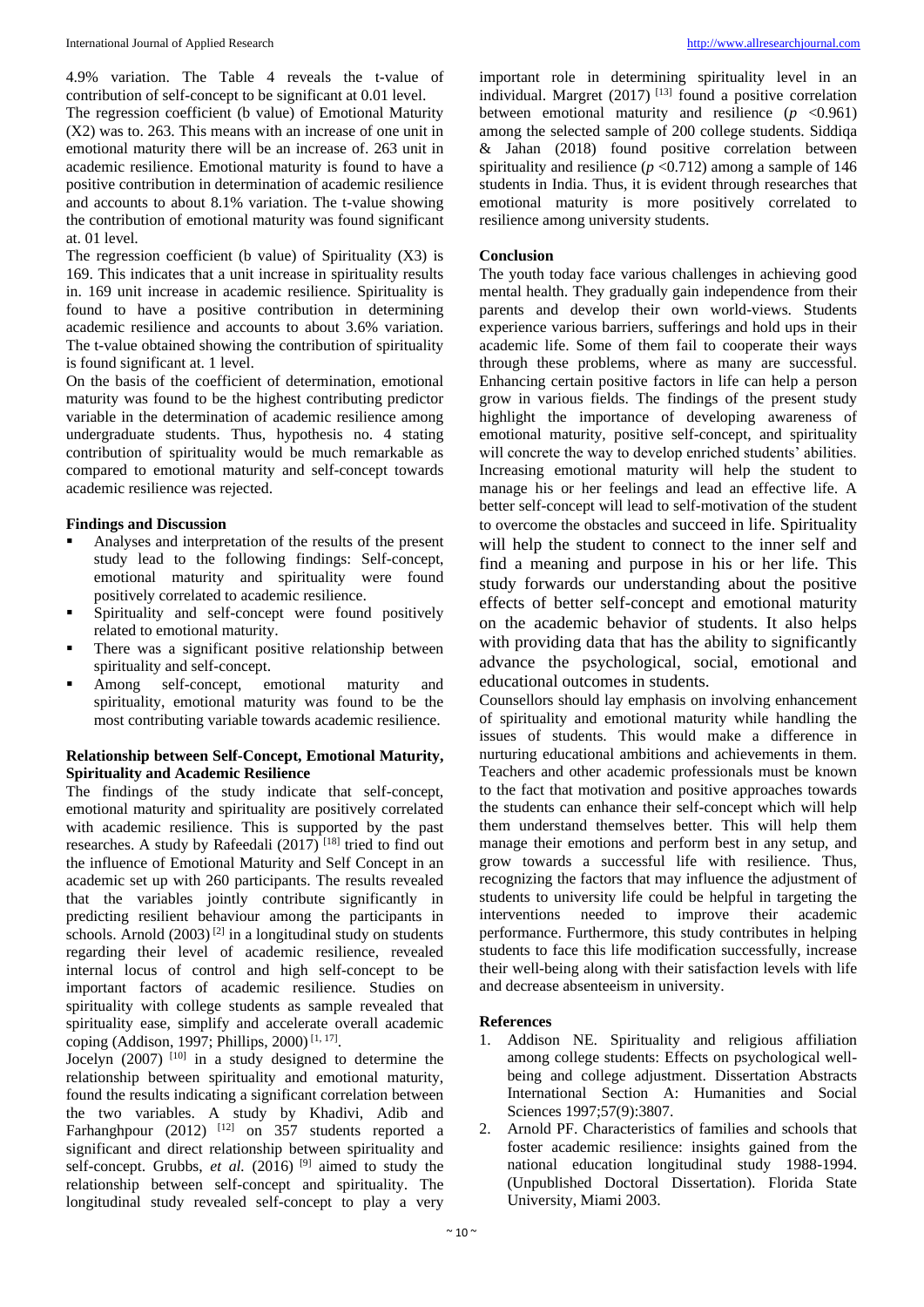4.9% variation. The Table 4 reveals the t-value of contribution of self-concept to be significant at 0.01 level.

The regression coefficient (b value) of Emotional Maturity (X2) was to. 263. This means with an increase of one unit in emotional maturity there will be an increase of. 263 unit in academic resilience. Emotional maturity is found to have a positive contribution in determination of academic resilience and accounts to about 8.1% variation. The t-value showing the contribution of emotional maturity was found significant at. 01 level.

The regression coefficient (b value) of Spirituality (X3) is 169. This indicates that a unit increase in spirituality results in. 169 unit increase in academic resilience. Spirituality is found to have a positive contribution in determining academic resilience and accounts to about 3.6% variation. The t-value obtained showing the contribution of spirituality is found significant at. 1 level.

On the basis of the coefficient of determination, emotional maturity was found to be the highest contributing predictor variable in the determination of academic resilience among undergraduate students. Thus, hypothesis no. 4 stating contribution of spirituality would be much remarkable as compared to emotional maturity and self-concept towards academic resilience was rejected.

## Findings and Discussion

- Analyses and interpretation of the results of the present study lead to the following findings: Self-concept, emotional maturity and spirituality were found positively correlated to academic resilience.
- Spirituality and self-concept were found positively related to emotional maturity.
- There was a significant positive relationship between spirituality and self-concept.
- Among self-concept, emotional maturity and spirituality, emotional maturity was found to be the most contributing variable towards academic resilience.

## Relationship between Self-Concept, Emotional Maturity, Spirituality and Academic Resilience

The findings of the study indicate that self-concept, emotional maturity and spirituality are positively correlated with academic resilience. This is supported by the past researches. A study by Rafeedali (2017) [18] tried to find out the influence of Emotional Maturity and Self Concept in an academic set up with 260 participants. The results revealed that the variables jointly contribute significantly in predicting resilient behaviour among the participants in schools. Arnold (2003) [2] in a longitudinal study on students regarding their level of academic resilience, revealed internal locus of control and high self-concept to be important factors of academic resilience. Studies on spirituality with college students as sample revealed that spirituality ease, simplify and accelerate overall academic coping (Addison, 1997; Phillips, 2000) [1, 17].

Jocelyn (2007) [10] in a study designed to determine the relationship between spirituality and emotional maturity, found the results indicating a significant correlation between the two variables. A study by Khadivi, Adib and Farhanghpour (2012) [12] on 357 students reported a significant and direct relationship between spirituality and self-concept. Grubbs, *et al.* (2016) [9] aimed to study the relationship between self-concept and spirituality. The longitudinal study revealed self-concept to play a very important role in determining spirituality level in an individual. Margret (2017) [13] found a positive correlation between emotional maturity and resilience ($p$ <0.961) among the selected sample of 200 college students. Siddiqa & Jahan (2018) found positive correlation between spirituality and resilience ($p$ <0.712) among a sample of 146 students in India. Thus, it is evident through researches that emotional maturity is more positively correlated to resilience among university students.

## Conclusion

The youth today face various challenges in achieving good mental health. They gradually gain independence from their parents and develop their own world-views. Students experience various barriers, sufferings and hold ups in their academic life. Some of them fail to cooperate their ways through these problems, where as many are successful. Enhancing certain positive factors in life can help a person grow in various fields. The findings of the present study highlight the importance of developing awareness of emotional maturity, positive self-concept, and spirituality will concrete the way to develop enriched students' abilities. Increasing emotional maturity will help the student to manage his or her feelings and lead an effective life. A better self-concept will lead to self-motivation of the student to overcome the obstacles and succeed in life. Spirituality will help the student to connect to the inner self and find a meaning and purpose in his or her life. This study forwards our understanding about the positive effects of better self-concept and emotional maturity on the academic behavior of students. It also helps with providing data that has the ability to significantly advance the psychological, social, emotional and educational outcomes in students.

Counsellors should lay emphasis on involving enhancement of spirituality and emotional maturity while handling the issues of students. This would make a difference in nurturing educational ambitions and achievements in them. Teachers and other academic professionals must be known to the fact that motivation and positive approaches towards the students can enhance their self-concept which will help them understand themselves better. This will help them manage their emotions and perform best in any setup, and grow towards a successful life with resilience. Thus, recognizing the factors that may influence the adjustment of students to university life could be helpful in targeting the interventions needed to improve their academic performance. Furthermore, this study contributes in helping students to face this life modification successfully, increase their well-being along with their satisfaction levels with life and decrease absenteeism in university.

## References

1. Addison NE. Spirituality and religious affiliation among college students: Effects on psychological well-being and college adjustment. Dissertation Abstracts International Section A: Humanities and Social Sciences 1997;57(9):3807.
2. Arnold PF. Characteristics of families and schools that foster academic resilience: insights gained from the national education longitudinal study 1988-1994. (Unpublished Doctoral Dissertation). Florida State University, Miami 2003.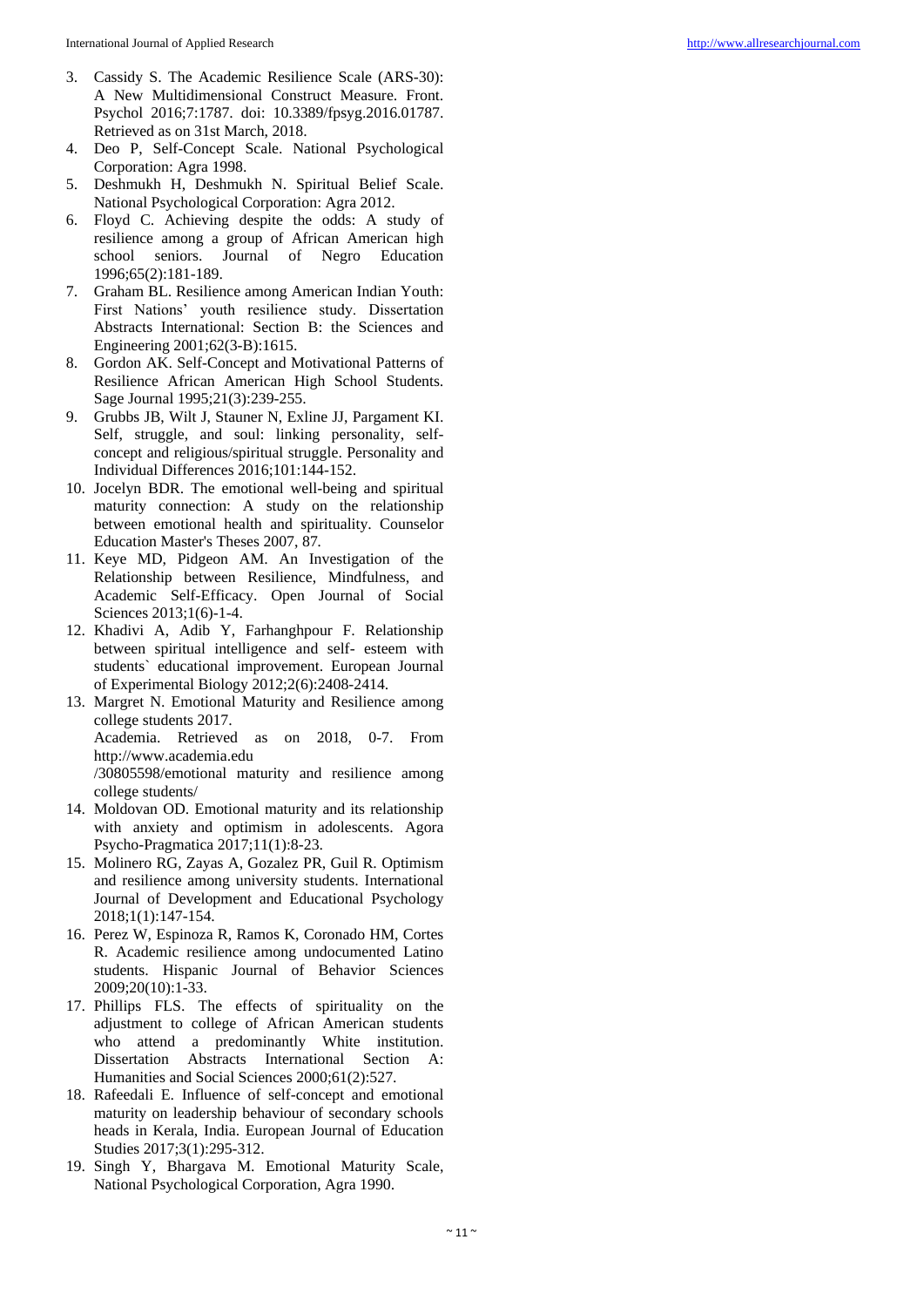3. Cassidy S. The Academic Resilience Scale (ARS-30): A New Multidimensional Construct Measure. Front. Psychol 2016;7:1787. doi: 10.3389/fpsyg.2016.01787. Retrieved as on 31st March, 2018.
4. Deo P, Self-Concept Scale. National Psychological Corporation: Agra 1998.
5. Deshmukh H, Deshmukh N. Spiritual Belief Scale. National Psychological Corporation: Agra 2012.
6. Floyd C. Achieving despite the odds: A study of resilience among a group of African American high school seniors. Journal of Negro Education 1996;65(2):181-189.
7. Graham BL. Resilience among American Indian Youth: First Nations' youth resilience study. Dissertation Abstracts International: Section B: the Sciences and Engineering 2001;62(3-B):1615.
8. Gordon AK. Self-Concept and Motivational Patterns of Resilience African American High School Students. Sage Journal 1995;21(3):239-255.
9. Grubbs JB, Wilt J, Stauner N, Exline JJ, Pargament KI. Self, struggle, and soul: linking personality, self-concept and religious/spiritual struggle. Personality and Individual Differences 2016;101:144-152.
10. Jocelyn BDR. The emotional well-being and spiritual maturity connection: A study on the relationship between emotional health and spirituality. Counselor Education Master's Theses 2007, 87.
11. Keye MD, Pidgeon AM. An Investigation of the Relationship between Resilience, Mindfulness, and Academic Self-Efficacy. Open Journal of Social Sciences 2013;1(6)-1-4.
12. Khadivi A, Adib Y, Farhanghpour F. Relationship between spiritual intelligence and self- esteem with students` educational improvement. European Journal of Experimental Biology 2012;2(6):2408-2414.
13. Margret N. Emotional Maturity and Resilience among college students 2017.
Academia. Retrieved as on 2018, 0-7. From http://www.academia.edu
/30805598/emotional maturity and resilience among college students/
14. Moldovan OD. Emotional maturity and its relationship with anxiety and optimism in adolescents. Agora Psycho-Pragmatica 2017;11(1):8-23.
15. Molinero RG, Zayas A, Gozalez PR, Guil R. Optimism and resilience among university students. International Journal of Development and Educational Psychology 2018;1(1):147-154.
16. Perez W, Espinoza R, Ramos K, Coronado HM, Cortes R. Academic resilience among undocumented Latino students. Hispanic Journal of Behavior Sciences 2009;20(10):1-33.
17. Phillips FLS. The effects of spirituality on the adjustment to college of African American students who attend a predominantly White institution. Dissertation Abstracts International Section A: Humanities and Social Sciences 2000;61(2):527.
18. Rafeedali E. Influence of self-concept and emotional maturity on leadership behaviour of secondary schools heads in Kerala, India. European Journal of Education Studies 2017;3(1):295-312.
19. Singh Y, Bhargava M. Emotional Maturity Scale, National Psychological Corporation, Agra 1990.